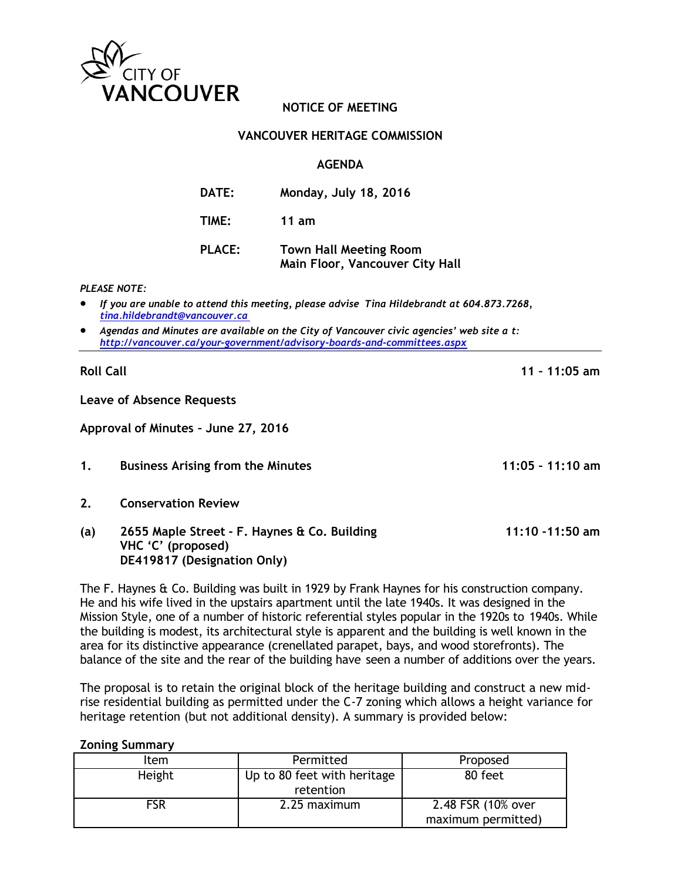CITY OF VANCOUVER

**NOTICE OF MEETING**

**VANCOUVER HERITAGE COMMISSION**

**AGENDA**

**DATE:** Monday, July 18, 2016

**TIME:** 11 am

**PLACE:** Town Hall Meeting Room
Main Floor, Vancouver City Hall

*PLEASE NOTE:*

- *If you are unable to attend this meeting, please advise Tina Hildebrandt at 604.873.7268, [tina.hildebrandt@vancouver.ca](mailto:tina.hildebrandt@vancouver.ca)*
- *Agendas and Minutes are available on the City of Vancouver civic agencies' web site a t: [http://vancouver.ca/your-government/advisory-boards-and-committees.aspx](http://vancouver.ca/your-government/advisory-boards-and-committees.aspx)*

---

**Roll Call** **11 – 11:05 am**

**Leave of Absence Requests**

**Approval of Minutes – June 27, 2016**

**1. Business Arising from the Minutes** **11:05 – 11:10 am**

**2. Conservation Review**

**(a) 2655 Maple Street - F. Haynes & Co. Building** **11:10 -11:50 am**
**VHC 'C' (proposed)**
**DE419817 (Designation Only)**

The F. Haynes & Co. Building was built in 1929 by Frank Haynes for his construction company. He and his wife lived in the upstairs apartment until the late 1940s. It was designed in the Mission Style, one of a number of historic referential styles popular in the 1920s to 1940s. While the building is modest, its architectural style is apparent and the building is well known in the area for its distinctive appearance (crenellated parapet, bays, and wood storefronts). The balance of the site and the rear of the building have seen a number of additions over the years.

The proposal is to retain the original block of the heritage building and construct a new mid-rise residential building as permitted under the C-7 zoning which allows a height variance for heritage retention (but not additional density). A summary is provided below:

**Zoning Summary**

| Item | Permitted | Proposed |
|---|---|---|
| Height | Up to 80 feet with heritage retention | 80 feet |
| FSR | 2.25 maximum | 2.48 FSR (10% over maximum permitted) |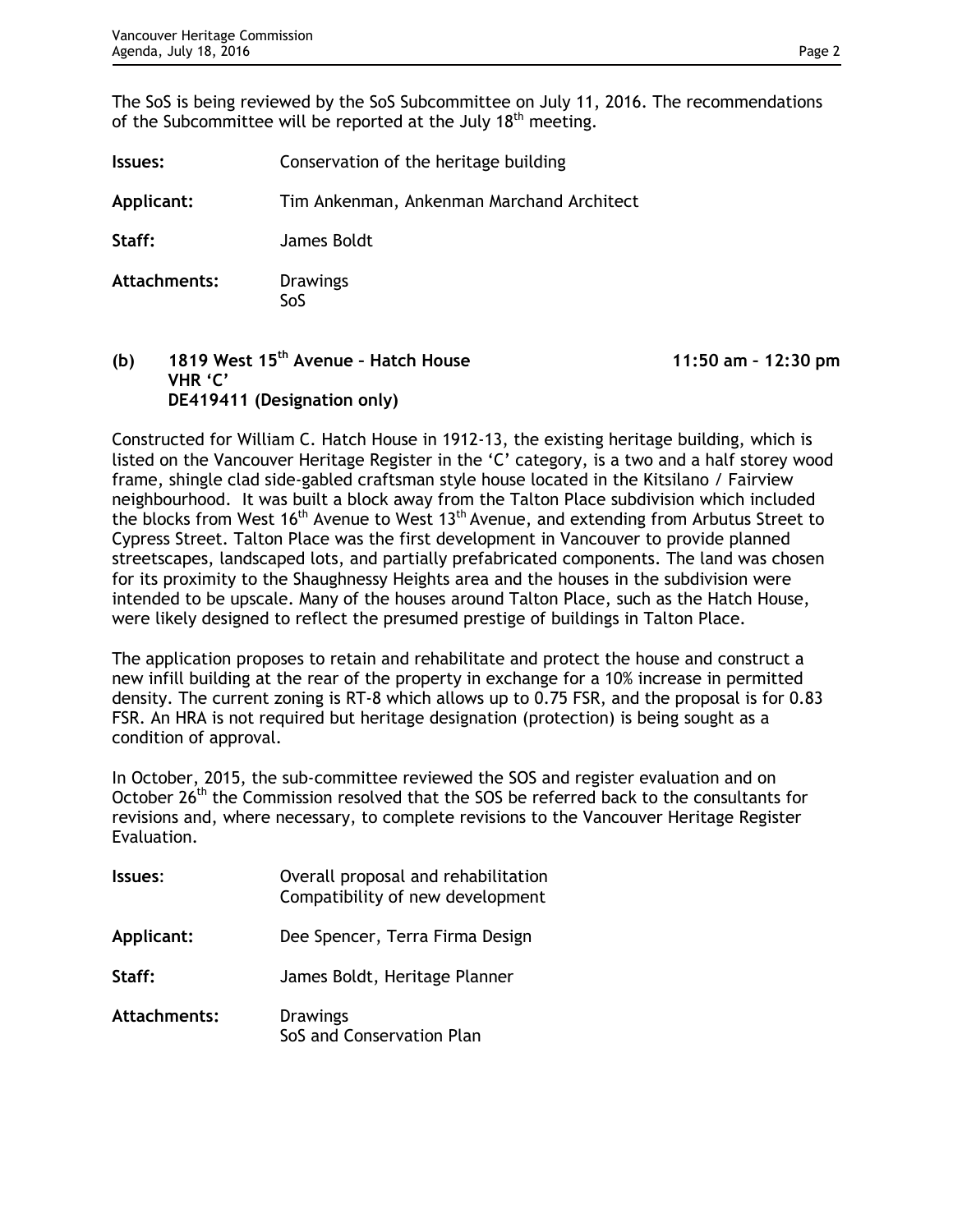The SoS is being reviewed by the SoS Subcommittee on July 11, 2016. The recommendations of the Subcommittee will be reported at the July 18th meeting.

**Issues:** Conservation of the heritage building

**Applicant:** Tim Ankenman, Ankenman Marchand Architect

**Staff:** James Boldt

**Attachments:** Drawings
SoS

**(b) 1819 West 15th Avenue – Hatch House** **11:50 am – 12:30 pm**
**VHR 'C'**
**DE419411 (Designation only)**

Constructed for William C. Hatch House in 1912-13, the existing heritage building, which is listed on the Vancouver Heritage Register in the 'C' category, is a two and a half storey wood frame, shingle clad side-gabled craftsman style house located in the Kitsilano / Fairview neighbourhood. It was built a block away from the Talton Place subdivision which included the blocks from West 16th Avenue to West 13th Avenue, and extending from Arbutus Street to Cypress Street. Talton Place was the first development in Vancouver to provide planned streetscapes, landscaped lots, and partially prefabricated components. The land was chosen for its proximity to the Shaughnessy Heights area and the houses in the subdivision were intended to be upscale. Many of the houses around Talton Place, such as the Hatch House, were likely designed to reflect the presumed prestige of buildings in Talton Place.

The application proposes to retain and rehabilitate and protect the house and construct a new infill building at the rear of the property in exchange for a 10% increase in permitted density. The current zoning is RT-8 which allows up to 0.75 FSR, and the proposal is for 0.83 FSR. An HRA is not required but heritage designation (protection) is being sought as a condition of approval.

In October, 2015, the sub-committee reviewed the SOS and register evaluation and on October 26th the Commission resolved that the SOS be referred back to the consultants for revisions and, where necessary, to complete revisions to the Vancouver Heritage Register Evaluation.

**Issues**: Overall proposal and rehabilitation
Compatibility of new development

**Applicant:** Dee Spencer, Terra Firma Design

**Staff:** James Boldt, Heritage Planner

**Attachments:** Drawings
SoS and Conservation Plan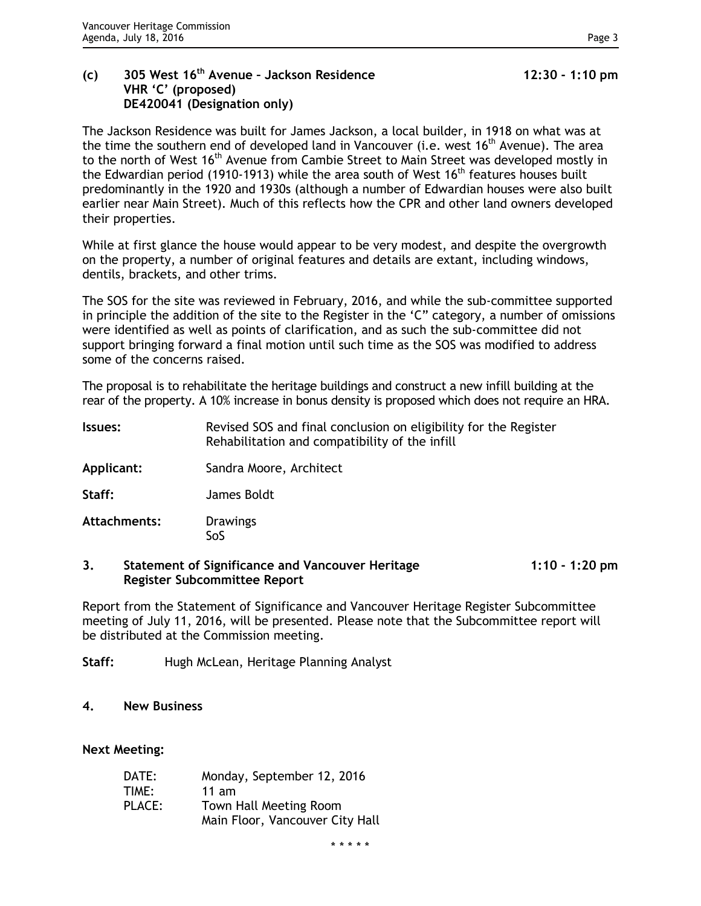**(c) 305 West 16th Avenue – Jackson Residence** **12:30 - 1:10 pm**
**VHR 'C' (proposed)**
**DE420041 (Designation only)**

The Jackson Residence was built for James Jackson, a local builder, in 1918 on what was at the time the southern end of developed land in Vancouver (i.e. west 16th Avenue). The area to the north of West 16th Avenue from Cambie Street to Main Street was developed mostly in the Edwardian period (1910-1913) while the area south of West 16th features houses built predominantly in the 1920 and 1930s (although a number of Edwardian houses were also built earlier near Main Street). Much of this reflects how the CPR and other land owners developed their properties.

While at first glance the house would appear to be very modest, and despite the overgrowth on the property, a number of original features and details are extant, including windows, dentils, brackets, and other trims.

The SOS for the site was reviewed in February, 2016, and while the sub-committee supported in principle the addition of the site to the Register in the 'C" category, a number of omissions were identified as well as points of clarification, and as such the sub-committee did not support bringing forward a final motion until such time as the SOS was modified to address some of the concerns raised.

The proposal is to rehabilitate the heritage buildings and construct a new infill building at the rear of the property. A 10% increase in bonus density is proposed which does not require an HRA.

| | |
|---|---|
| **Issues:** | Revised SOS and final conclusion on eligibility for the Register<br>Rehabilitation and compatibility of the infill |
| **Applicant:** | Sandra Moore, Architect |
| **Staff:** | James Boldt |
| **Attachments:** | Drawings<br>SoS |

## 3. Statement of Significance and Vancouver Heritage Register Subcommittee Report **1:10 - 1:20 pm**

Report from the Statement of Significance and Vancouver Heritage Register Subcommittee meeting of July 11, 2016, will be presented. Please note that the Subcommittee report will be distributed at the Commission meeting.

**Staff:** Hugh McLean, Heritage Planning Analyst

## 4. New Business

**Next Meeting:**

| | |
|---|---|
| DATE: | Monday, September 12, 2016 |
| TIME: | 11 am |
| PLACE: | Town Hall Meeting Room<br>Main Floor, Vancouver City Hall |

\* \* \* \* \*